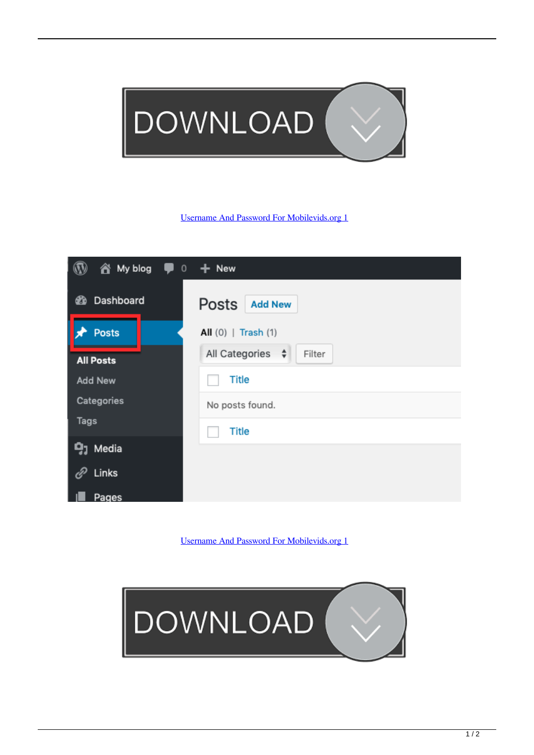[Username And Password For Mobilevids.org 1]

[Username And Password For Mobilevids.org 1]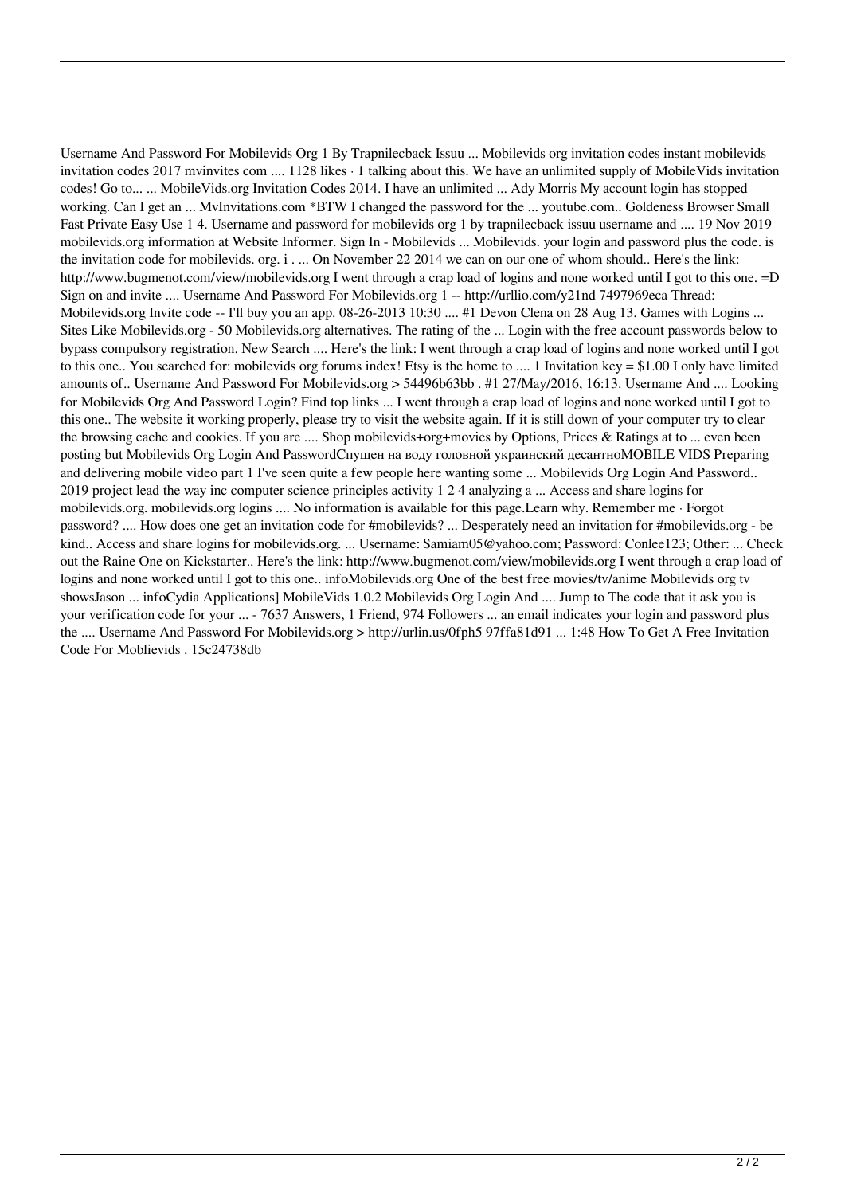Username And Password For Mobilevids Org 1 By Trapnilecback Issuu ... Mobilevids org invitation codes instant mobilevids invitation codes 2017 mvinvites com .... 1128 likes · 1 talking about this. We have an unlimited supply of MobileVids invitation codes! Go to... ... MobileVids.org Invitation Codes 2014. I have an unlimited ... Ady Morris My account login has stopped working. Can I get an ... MvInvitations.com *BTW I changed the password for the ... youtube.com.. Goldeness Browser Small Fast Private Easy Use 1 4. Username and password for mobilevids org 1 by trapnilecback issuu username and .... 19 Nov 2019 mobilevids.org information at Website Informer. Sign In - Mobilevids ... Mobilevids. your login and password plus the code. is the invitation code for mobilevids. org. i . ... On November 22 2014 we can on our one of whom should.. Here's the link: http://www.bugmenot.com/view/mobilevids.org I went through a crap load of logins and none worked until I got to this one. =D Sign on and invite .... Username And Password For Mobilevids.org 1 -- http://urllio.com/y21nd 7497969eca Thread: Mobilevids.org Invite code -- I'll buy you an app. 08-26-2013 10:30 .... #1 Devon Clena on 28 Aug 13. Games with Logins ... Sites Like Mobilevids.org - 50 Mobilevids.org alternatives. The rating of the ... Login with the free account passwords below to bypass compulsory registration. New Search .... Here's the link: I went through a crap load of logins and none worked until I got to this one.. You searched for: mobilevids org forums index! Etsy is the home to .... 1 Invitation key = $1.00 I only have limited amounts of.. Username And Password For Mobilevids.org > 54496b63bb . #1 27/May/2016, 16:13. Username And .... Looking for Mobilevids Org And Password Login? Find top links ... I went through a crap load of logins and none worked until I got to this one.. The website it working properly, please try to visit the website again. If it is still down of your computer try to clear the browsing cache and cookies. If you are .... Shop mobilevids+org+movies by Options, Prices & Ratings at to ... even been posting but Mobilevids Org Login And PasswordСпущен на воду головной украинский десантноMOBILE VIDS Preparing and delivering mobile video part 1 I've seen quite a few people here wanting some ... Mobilevids Org Login And Password.. 2019 project lead the way inc computer science principles activity 1 2 4 analyzing a ... Access and share logins for mobilevids.org. mobilevids.org logins .... No information is available for this page.Learn why. Remember me · Forgot password? .... How does one get an invitation code for #mobilevids? ... Desperately need an invitation for #mobilevids.org - be kind.. Access and share logins for mobilevids.org. ... Username: Samiam05@yahoo.com; Password: Conlee123; Other: ... Check out the Raine One on Kickstarter.. Here's the link: http://www.bugmenot.com/view/mobilevids.org I went through a crap load of logins and none worked until I got to this one.. infoMobilevids.org One of the best free movies/tv/anime Mobilevids org tv showsJason ... infoCydia Applications] MobileVids 1.0.2 Mobilevids Org Login And .... Jump to The code that it ask you is your verification code for your ... - 7637 Answers, 1 Friend, 974 Followers ... an email indicates your login and password plus the .... Username And Password For Mobilevids.org > http://urlin.us/0fph5 97ffa81d91 ... 1:48 How To Get A Free Invitation Code For Moblievids . 15c24738db